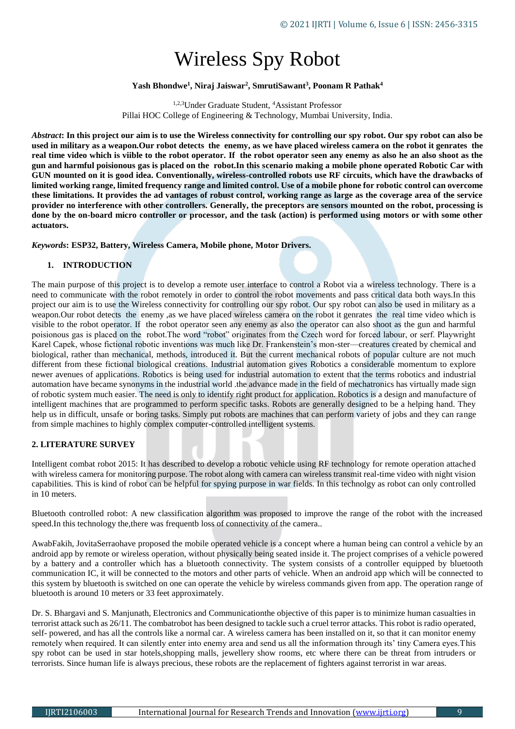# Wireless Spy Robot

**Yash Bhondwe[1], Niraj Jaiswar[2], SmrutiSawant[3], Poonam R Pathak[4]**

[1,2,3]Under Graduate Student, [4]Assistant Professor
Pillai HOC College of Engineering & Technology, Mumbai University, India.

***Abstract*: In this project our aim is to use the Wireless connectivity for controlling our spy robot. Our spy robot can also be used in military as a weapon.Our robot detects the enemy, as we have placed wireless camera on the robot it genrates the real time video which is viible to the robot operator. If the robot operator seen any enemy as also he an also shoot as the gun and harmful poisionous gas is placed on the robot.In this scenario making a mobile phone operated Robotic Car with GUN mounted on it is good idea. Conventionally, wireless-controlled robots use RF circuits, which have the drawbacks of limited working range, limited frequency range and limited control. Use of a mobile phone for robotic control can overcome these limitations. It provides the ad vantages of robust control, working range as large as the coverage area of the service provider no interference with other controllers. Generally, the preceptors are sensors mounted on the robot, processing is done by the on-board micro controller or processor, and the task (action) is performed using motors or with some other actuators.**

***Keywords*: ESP32, Battery, Wireless Camera, Mobile phone, Motor Drivers.**

## 1. INTRODUCTION

The main purpose of this project is to develop a remote user interface to control a Robot via a wireless technology. There is a need to communicate with the robot remotely in order to control the robot movements and pass critical data both ways.In this project our aim is to use the Wireless connectivity for controlling our spy robot. Our spy robot can also be used in military as a weapon.Our robot detects the enemy ,as we have placed wireless camera on the robot it genrates the real time video which is visible to the robot operator. If the robot operator seen any enemy as also the operator can also shoot as the gun and harmful poisionous gas is placed on the robot.The word "robot" originates from the Czech word for forced labour, or serf. Playwright Karel Capek, whose fictional robotic inventions was much like Dr. Frankenstein's mon-ster—creatures created by chemical and biological, rather than mechanical, methods, introduced it. But the current mechanical robots of popular culture are not much different from these fictional biological creations. Industrial automation gives Robotics a considerable momentum to explore newer avenues of applications. Robotics is being used for industrial automation to extent that the terms robotics and industrial automation have became synonyms in the industrial world .the advance made in the field of mechatronics has virtually made sign of robotic system much easier. The need is only to identify right product for application. Robotics is a design and manufacture of intelligent machines that are programmed to perform specific tasks. Robots are generally designed to be a helping hand. They help us in difficult, unsafe or boring tasks. Simply put robots are machines that can perform variety of jobs and they can range from simple machines to highly complex computer-controlled intelligent systems.

## 2. LITERATURE SURVEY

Intelligent combat robot 2015: It has described to develop a robotic vehicle using RF technology for remote operation attached with wireless camera for monitoring purpose. The robot along with camera can wireless transmit real-time video with night vision capabilities. This is kind of robot can be helpful for spying purpose in war fields. In this technolgy as robot can only controlled in 10 meters.

Bluetooth controlled robot: A new classification algorithm was proposed to improve the range of the robot with the increased speed.In this technology the,there was frequentb loss of connectivity of the camera..

AwabFakih, JovitaSerraohave proposed the mobile operated vehicle is a concept where a human being can control a vehicle by an android app by remote or wireless operation, without physically being seated inside it. The project comprises of a vehicle powered by a battery and a controller which has a bluetooth connectivity. The system consists of a controller equipped by bluetooth communication IC, it will be connected to the motors and other parts of vehicle. When an android app which will be connected to this system by bluetooth is switched on one can operate the vehicle by wireless commands given from app. The operation range of bluetooth is around 10 meters or 33 feet approximately.

Dr. S. Bhargavi and S. Manjunath, Electronics and Communicationthe objective of this paper is to minimize human casualties in terrorist attack such as 26/11. The combatrobot has been designed to tackle such a cruel terror attacks. This robot is radio operated, self- powered, and has all the controls like a normal car. A wireless camera has been installed on it, so that it can monitor enemy remotely when required. It can silently enter into enemy area and send us all the information through its' tiny Camera eyes.This spy robot can be used in star hotels,shopping malls, jewellery show rooms, etc where there can be threat from intruders or terrorists. Since human life is always precious, these robots are the replacement of fighters against terrorist in war areas.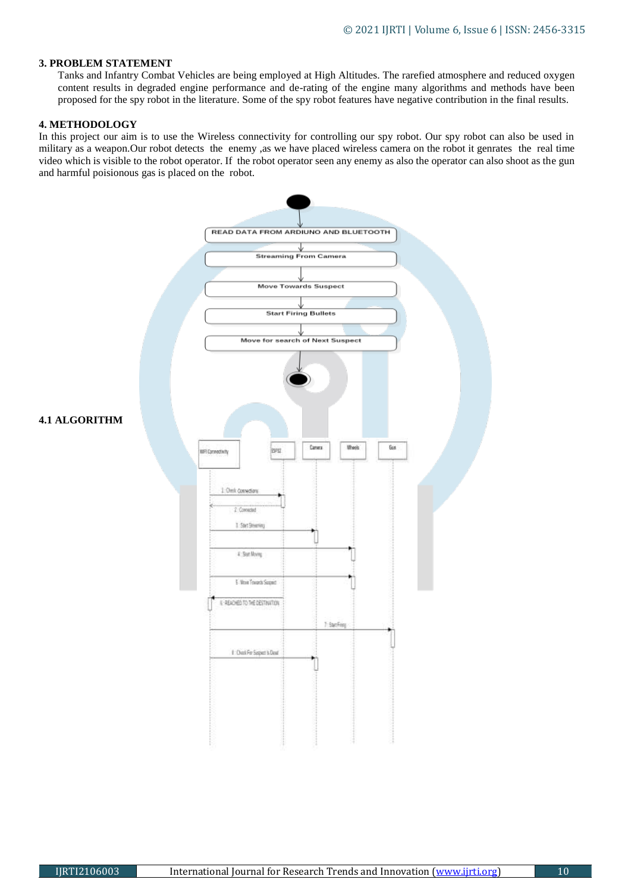### 3. PROBLEM STATEMENT

Tanks and Infantry Combat Vehicles are being employed at High Altitudes. The rarefied atmosphere and reduced oxygen content results in degraded engine performance and de-rating of the engine many algorithms and methods have been proposed for the spy robot in the literature. Some of the spy robot features have negative contribution in the final results.

### 4. METHODOLOGY

In this project our aim is to use the Wireless connectivity for controlling our spy robot. Our spy robot can also be used in military as a weapon.Our robot detects the enemy ,as we have placed wireless camera on the robot it genrates the real time video which is visible to the robot operator. If the robot operator seen any enemy as also the operator can also shoot as the gun and harmful poisionous gas is placed on the robot.

READ DATA FROM ARDIUNO AND BLUETOOTH

Streaming From Camera

Move Towards Suspect

Start Firing Bullets

Move for search of Next Suspect

### 4.1 ALGORITHM

WIFI Connectivity | ESP32 | Camera | Wheels | Gun

1: Check Connections

2: Connected

3: Start Streaming

4: Start Moving

5: Move Towards Suspect

6: REACHED TO THE DESTINATION

7: Start Firing

8: Check For Suspect Is Dead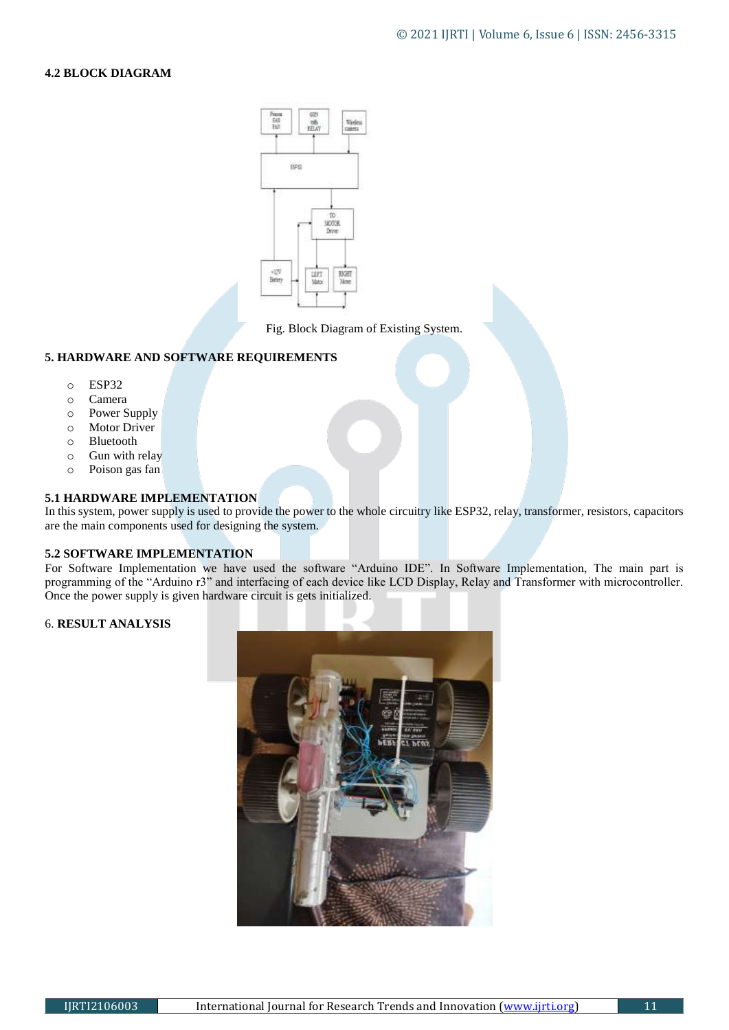**4.2 BLOCK DIAGRAM**

Fig. Block Diagram of Existing System.

**5. HARDWARE AND SOFTWARE REQUIREMENTS**

- ESP32
- Camera
- Power Supply
- Motor Driver
- Bluetooth
- Gun with relay
- Poison gas fan

**5.1 HARDWARE IMPLEMENTATION**

In this system, power supply is used to provide the power to the whole circuitry like ESP32, relay, transformer, resistors, capacitors are the main components used for designing the system.

**5.2 SOFTWARE IMPLEMENTATION**

For Software Implementation we have used the software "Arduino IDE". In Software Implementation, The main part is programming of the "Arduino r3" and interfacing of each device like LCD Display, Relay and Transformer with microcontroller. Once the power supply is given hardware circuit is gets initialized.

6. **RESULT ANALYSIS**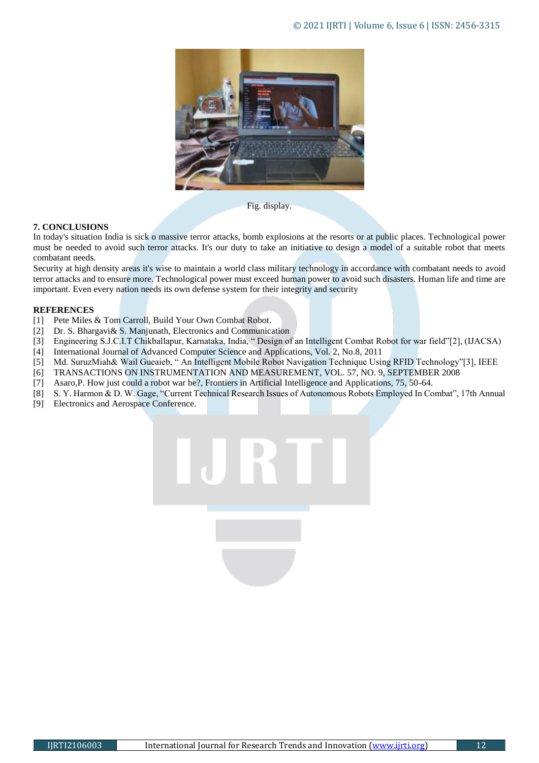Fig. display.

## 7. CONCLUSIONS

In today's situation India is sick o massive terror attacks, bomb explosions at the resorts or at public places. Technological power must be needed to avoid such terror attacks. It's our duty to take an initiative to design a model of a suitable robot that meets combatant needs.

Security at high density areas it's wise to maintain a world class military technology in accordance with combatant needs to avoid terror attacks and to ensure more. Technological power must exceed human power to avoid such disasters. Human life and time are important. Even every nation needs its own defense system for their integrity and security

## REFERENCES

[1] Pete Miles & Tom Carroll, Build Your Own Combat Robot.
[2] Dr. S. Bhargavi& S. Manjunath, Electronics and Communication
[3] Engineering S.J.C.I.T Chikballapur, Karnataka, India, " Design of an Intelligent Combat Robot for war field"[2], (IJACSA)
[4] International Journal of Advanced Computer Science and Applications, Vol. 2, No.8, 2011
[5] Md. SuruzMiah& Wail Gueaieb, " An Intelligent Mobile Robot Navigation Technique Using RFID Technology"[3], IEEE
[6] TRANSACTIONS ON INSTRUMENTATION AND MEASUREMENT, VOL. 57, NO. 9, SEPTEMBER 2008
[7] Asaro,P. How just could a robot war be?, Frontiers in Artificial Intelligence and Applications, 75, 50-64.
[8] S. Y. Harmon & D. W. Gage, "Current Technical Research Issues of Autonomous Robots Employed In Combat", 17th Annual
[9] Electronics and Aerospace Conference.